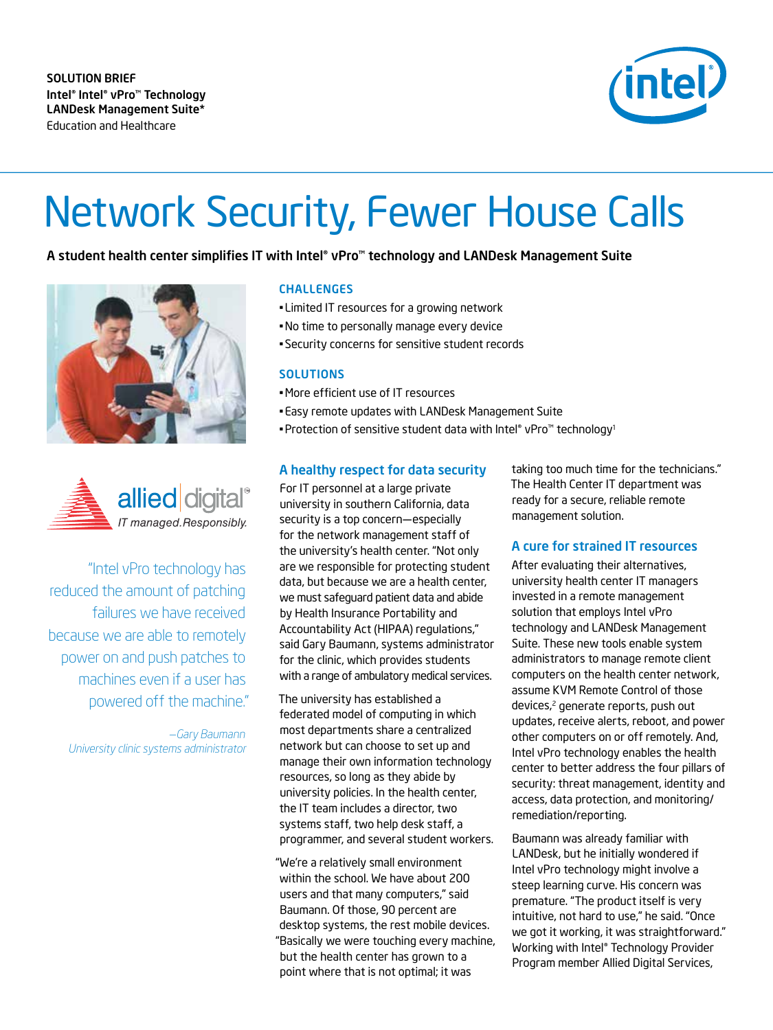SOLUTION BRIEF
Intel® Intel® vPro™ Technology
LANDesk Management Suite*
Education and Healthcare

# Network Security, Fewer House Calls

**A student health center simplifies IT with Intel® vPro™ technology and LANDesk Management Suite**

allied digital — *IT managed. Responsibly.*

"Intel vPro technology has reduced the amount of patching failures we have received because we are able to remotely power on and push patches to machines even if a user has powered off the machine."

*—Gary Baumann, University clinic systems administrator*

### CHALLENGES

- Limited IT resources for a growing network
- No time to personally manage every device
- Security concerns for sensitive student records

### SOLUTIONS

- More efficient use of IT resources
- Easy remote updates with LANDesk Management Suite
- Protection of sensitive student data with Intel® vPro™ technology[1]

## A healthy respect for data security

For IT personnel at a large private university in southern California, data security is a top concern—especially for the network management staff of the university's health center. "Not only are we responsible for protecting student data, but because we are a health center, we must safeguard patient data and abide by Health Insurance Portability and Accountability Act (HIPAA) regulations," said Gary Baumann, systems administrator for the clinic, which provides students with a range of ambulatory medical services.

The university has established a federated model of computing in which most departments share a centralized network but can choose to set up and manage their own information technology resources, so long as they abide by university policies. In the health center, the IT team includes a director, two systems staff, two help desk staff, a programmer, and several student workers.

"We're a relatively small environment within the school. We have about 200 users and that many computers," said Baumann. Of those, 90 percent are desktop systems, the rest mobile devices. "Basically we were touching every machine, but the health center has grown to a point where that is not optimal; it was taking too much time for the technicians." The Health Center IT department was ready for a secure, reliable remote management solution.

## A cure for strained IT resources

After evaluating their alternatives, university health center IT managers invested in a remote management solution that employs Intel vPro technology and LANDesk Management Suite. These new tools enable system administrators to manage remote client computers on the health center network, assume KVM Remote Control of those devices,[2] generate reports, push out updates, receive alerts, reboot, and power other computers on or off remotely. And, Intel vPro technology enables the health center to better address the four pillars of security: threat management, identity and access, data protection, and monitoring/remediation/reporting.

Baumann was already familiar with LANDesk, but he initially wondered if Intel vPro technology might involve a steep learning curve. His concern was premature. "The product itself is very intuitive, not hard to use," he said. "Once we got it working, it was straightforward." Working with Intel® Technology Provider Program member Allied Digital Services,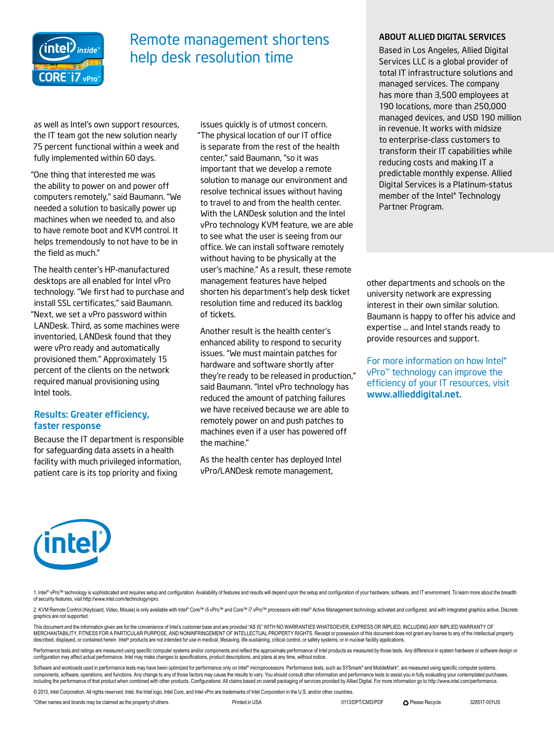# Remote management shortens help desk resolution time

as well as Intel's own support resources, the IT team got the new solution nearly 75 percent functional within a week and fully implemented within 60 days.

"One thing that interested me was the ability to power on and power off computers remotely," said Baumann. "We needed a solution to basically power up machines when we needed to, and also to have remote boot and KVM control. It helps tremendously to not have to be in the field as much."

The health center's HP-manufactured desktops are all enabled for Intel vPro technology. "We first had to purchase and install SSL certificates," said Baumann. "Next, we set a vPro password within LANDesk. Third, as some machines were inventoried, LANDesk found that they were vPro ready and automatically provisioned them." Approximately 15 percent of the clients on the network required manual provisioning using Intel tools.

## Results: Greater efficiency, faster response

Because the IT department is responsible for safeguarding data assets in a health facility with much privileged information, patient care is its top priority and fixing issues quickly is of utmost concern. "The physical location of our IT office is separate from the rest of the health center," said Baumann, "so it was important that we develop a remote solution to manage our environment and resolve technical issues without having to travel to and from the health center. With the LANDesk solution and the Intel vPro technology KVM feature, we are able to see what the user is seeing from our office. We can install software remotely without having to be physically at the user's machine." As a result, these remote management features have helped shorten his department's help desk ticket resolution time and reduced its backlog of tickets.

Another result is the health center's enhanced ability to respond to security issues. "We must maintain patches for hardware and software shortly after they're ready to be released in production," said Baumann. "Intel vPro technology has reduced the amount of patching failures we have received because we are able to remotely power on and push patches to machines even if a user has powered off the machine."

As the health center has deployed Intel vPro/LANDesk remote management, other departments and schools on the university network are expressing interest in their own similar solution. Baumann is happy to offer his advice and expertise ... and Intel stands ready to provide resources and support.

### ABOUT ALLIED DIGITAL SERVICES

Based in Los Angeles, Allied Digital Services LLC is a global provider of total IT infrastructure solutions and managed services. The company has more than 3,500 employees at 190 locations, more than 250,000 managed devices, and USD 190 million in revenue. It works with midsize to enterprise-class customers to transform their IT capabilities while reducing costs and making IT a predictable monthly expense. Allied Digital Services is a Platinum-status member of the Intel® Technology Partner Program.

For more information on how Intel® vPro™ technology can improve the efficiency of your IT resources, visit **www.allieddigital.net.**

1. Intel® vPro™ technology is sophisticated and requires setup and configuration. Availability of features and results will depend upon the setup and configuration of your hardware, software, and IT environment. To learn more about the breadth of security features, visit http://www.intel.com/technology/vpro.

2. KVM Remote Control (Keyboard, Video, Mouse) is only available with Intel® Core™ i5 vPro™ and Core™ i7 vPro™ processors with Intel® Active Management technology activated and configured, and with integrated graphics active. Discrete graphics are not supported.

This document and the information given are for the convenience of Intel's customer base and are provided "AS IS" WITH NO WARRANTIES WHATSOEVER, EXPRESS OR IMPLIED, INCLUDING ANY IMPLIED WARRANTY OF MERCHANTABILITY, FITNESS FOR A PARTICULAR PURPOSE, AND NONINFRINGEMENT OF INTELLECTUAL PROPERTY RIGHTS. Receipt or possession of this document does not grant any license to any of the intellectual property described, displayed, or contained herein. Intel® products are not intended for use in medical, lifesaving, life-sustaining, critical control, or safety systems, or in nuclear facility applications.

Performance tests and ratings are measured using specific computer systems and/or components and reflect the approximate performance of Intel products as measured by those tests. Any difference in system hardware or software design or configuration may affect actual performance. Intel may make changes to specifications, product descriptions, and plans at any time, without notice.

Software and workloads used in performance tests may have been optimized for performance only on Intel® microprocessors. Performance tests, such as SYSmark* and MobileMark*, are measured using specific computer systems, components, software, operations, and functions. Any change to any of those factors may cause the results to vary. You should consult other information and performance tests to assist you in fully evaluating your contemplated purchases, including the performance of that product when combined with other products. Configurations: All claims based on overall packaging of services provided by Allied Digital. For more information go to http://www.intel.com/performance.

© 2013, Intel Corporation. All rights reserved. Intel, the Intel logo, Intel Core, and Intel vPro are trademarks of Intel Corporation in the U.S. and/or other countries.

*Other names and brands may be claimed as the property of others. Printed in USA 0113/DPT/CMD/PDF Please Recycle 328517-001US